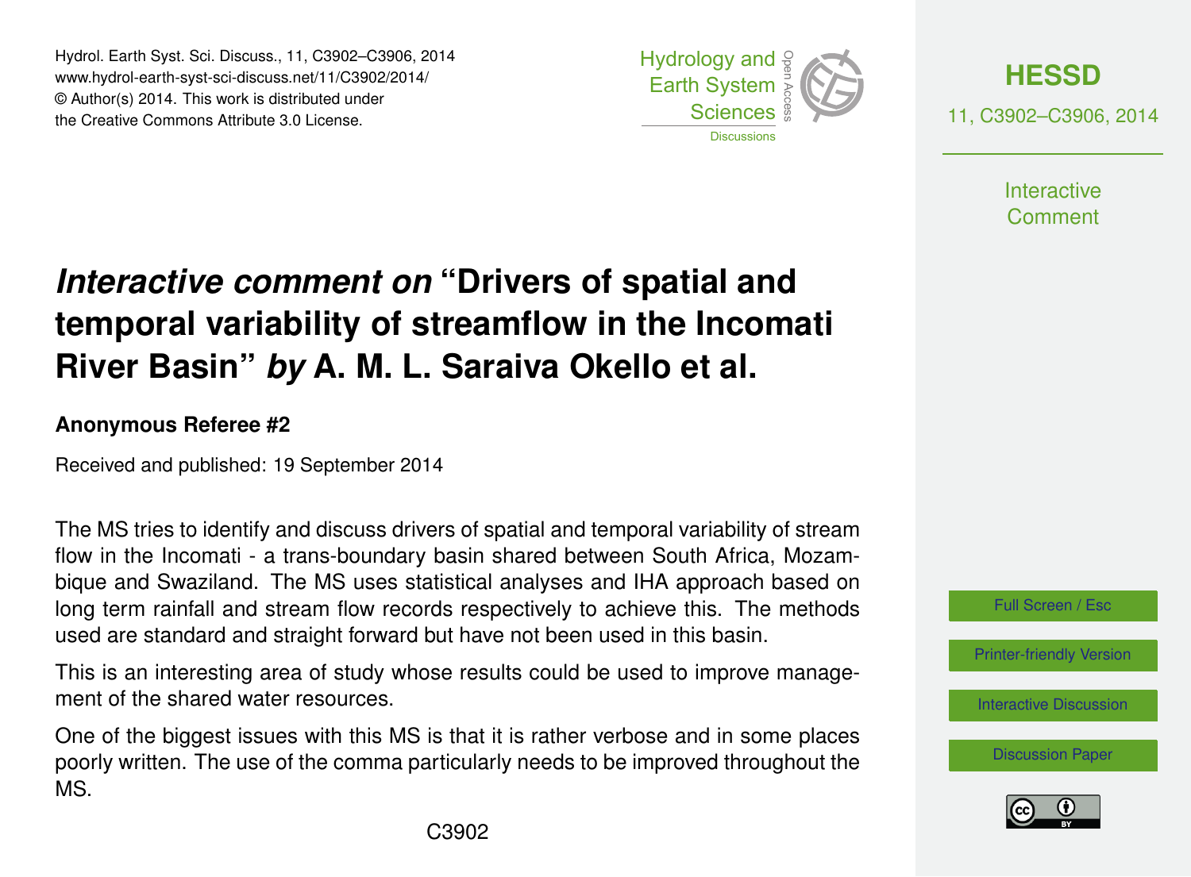# *Interactive comment on* "Drivers of spatial and temporal variability of streamflow in the Incomati River Basin" *by* A. M. L. Saraiva Okello et al.

**Anonymous Referee #2**

Received and published: 19 September 2014

The MS tries to identify and discuss drivers of spatial and temporal variability of stream flow in the Incomati - a trans-boundary basin shared between South Africa, Mozambique and Swaziland. The MS uses statistical analyses and IHA approach based on long term rainfall and stream flow records respectively to achieve this. The methods used are standard and straight forward but have not been used in this basin.

This is an interesting area of study whose results could be used to improve management of the shared water resources.

One of the biggest issues with this MS is that it is rather verbose and in some places poorly written. The use of the comma particularly needs to be improved throughout the MS.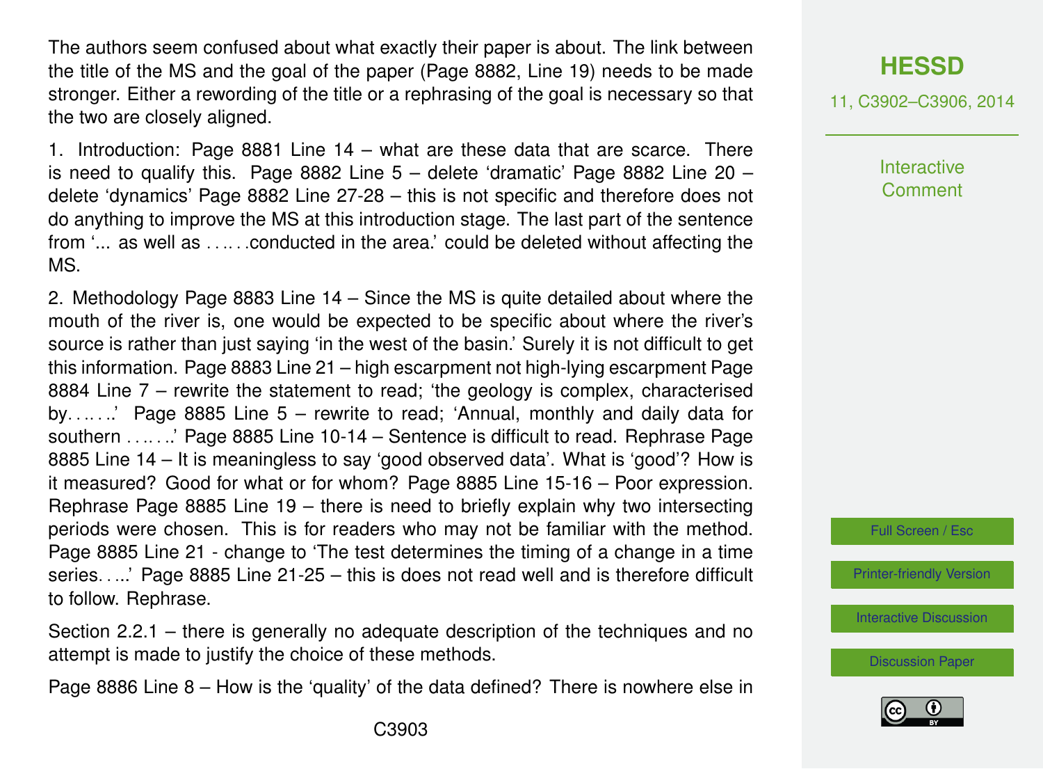The authors seem confused about what exactly their paper is about. The link between the title of the MS and the goal of the paper (Page 8882, Line 19) needs to be made stronger. Either a rewording of the title or a rephrasing of the goal is necessary so that the two are closely aligned.

1. Introduction: Page 8881 Line 14 – what are these data that are scarce. There is need to qualify this. Page 8882 Line 5 – delete 'dramatic' Page 8882 Line 20 – delete 'dynamics' Page 8882 Line 27-28 – this is not specific and therefore does not do anything to improve the MS at this introduction stage. The last part of the sentence from '... as well as . . .. . .conducted in the area.' could be deleted without affecting the MS.

2. Methodology Page 8883 Line 14 – Since the MS is quite detailed about where the mouth of the river is, one would be expected to be specific about where the river's source is rather than just saying 'in the west of the basin.' Surely it is not difficult to get this information. Page 8883 Line 21 – high escarpment not high-lying escarpment Page 8884 Line 7 – rewrite the statement to read; 'the geology is complex, characterised by. . .. . ..' Page 8885 Line 5 – rewrite to read; 'Annual, monthly and daily data for southern . . .. . ..' Page 8885 Line 10-14 – Sentence is difficult to read. Rephrase Page 8885 Line 14 – It is meaningless to say 'good observed data'. What is 'good'? How is it measured? Good for what or for whom? Page 8885 Line 15-16 – Poor expression. Rephrase Page 8885 Line 19 – there is need to briefly explain why two intersecting periods were chosen. This is for readers who may not be familiar with the method. Page 8885 Line 21 - change to 'The test determines the timing of a change in a time series. . ...' Page 8885 Line 21-25 – this is does not read well and is therefore difficult to follow. Rephrase.

Section 2.2.1 – there is generally no adequate description of the techniques and no attempt is made to justify the choice of these methods.

Page 8886 Line 8 – How is the 'quality' of the data defined? There is nowhere else in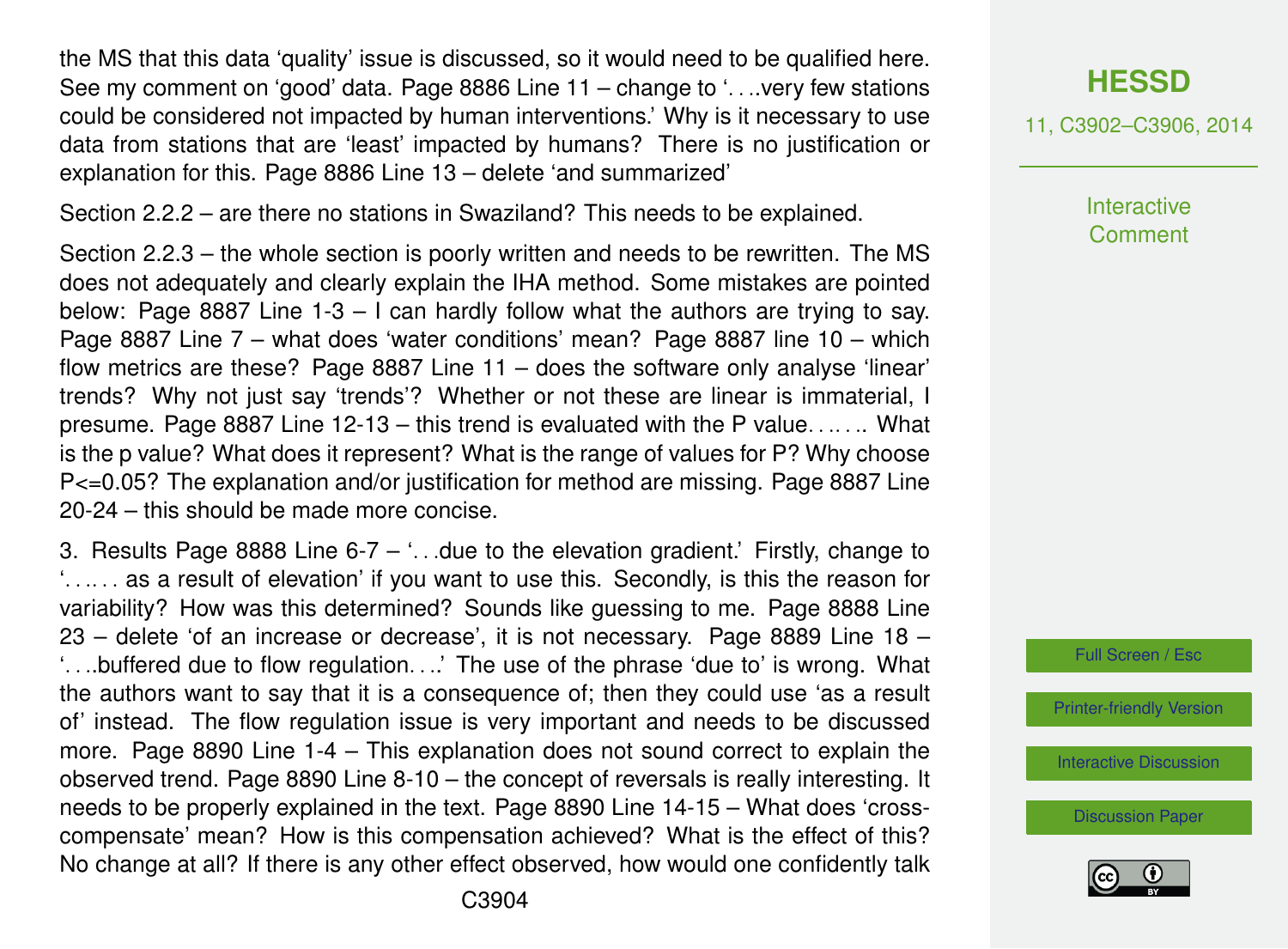the MS that this data 'quality' issue is discussed, so it would need to be qualified here. See my comment on 'good' data. Page 8886 Line 11 – change to '. . ..very few stations could be considered not impacted by human interventions.' Why is it necessary to use data from stations that are 'least' impacted by humans? There is no justification or explanation for this. Page 8886 Line 13 – delete 'and summarized'

Section 2.2.2 – are there no stations in Swaziland? This needs to be explained.

Section 2.2.3 – the whole section is poorly written and needs to be rewritten. The MS does not adequately and clearly explain the IHA method. Some mistakes are pointed below: Page 8887 Line 1-3 – I can hardly follow what the authors are trying to say. Page 8887 Line 7 – what does 'water conditions' mean? Page 8887 line 10 – which flow metrics are these? Page 8887 Line 11 – does the software only analyse 'linear' trends? Why not just say 'trends'? Whether or not these are linear is immaterial, I presume. Page 8887 Line 12-13 – this trend is evaluated with the P value. . .. . .. What is the p value? What does it represent? What is the range of values for P? Why choose P<=0.05? The explanation and/or justification for method are missing. Page 8887 Line 20-24 – this should be made more concise.

3. Results Page 8888 Line 6-7 – '. . .due to the elevation gradient.' Firstly, change to '. . .. . . as a result of elevation' if you want to use this. Secondly, is this the reason for variability? How was this determined? Sounds like guessing to me. Page 8888 Line 23 – delete 'of an increase or decrease', it is not necessary. Page 8889 Line 18 – '. . ..buffered due to flow regulation. . ..' The use of the phrase 'due to' is wrong. What the authors want to say that it is a consequence of; then they could use 'as a result of' instead. The flow regulation issue is very important and needs to be discussed more. Page 8890 Line 1-4 – This explanation does not sound correct to explain the observed trend. Page 8890 Line 8-10 – the concept of reversals is really interesting. It needs to be properly explained in the text. Page 8890 Line 14-15 – What does 'cross-compensate' mean? How is this compensation achieved? What is the effect of this? No change at all? If there is any other effect observed, how would one confidently talk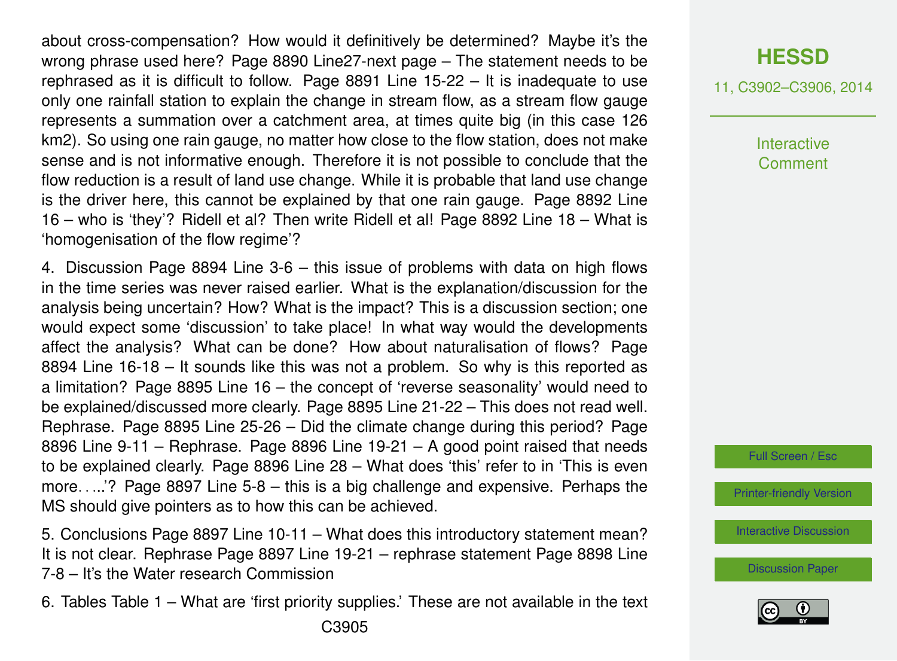about cross-compensation? How would it definitively be determined? Maybe it's the wrong phrase used here? Page 8890 Line27-next page – The statement needs to be rephrased as it is difficult to follow. Page 8891 Line 15-22 – It is inadequate to use only one rainfall station to explain the change in stream flow, as a stream flow gauge represents a summation over a catchment area, at times quite big (in this case 126 km2). So using one rain gauge, no matter how close to the flow station, does not make sense and is not informative enough. Therefore it is not possible to conclude that the flow reduction is a result of land use change. While it is probable that land use change is the driver here, this cannot be explained by that one rain gauge. Page 8892 Line 16 – who is 'they'? Ridell et al? Then write Ridell et al! Page 8892 Line 18 – What is 'homogenisation of the flow regime'?

4. Discussion Page 8894 Line 3-6 – this issue of problems with data on high flows in the time series was never raised earlier. What is the explanation/discussion for the analysis being uncertain? How? What is the impact? This is a discussion section; one would expect some 'discussion' to take place! In what way would the developments affect the analysis? What can be done? How about naturalisation of flows? Page 8894 Line 16-18 – It sounds like this was not a problem. So why is this reported as a limitation? Page 8895 Line 16 – the concept of 'reverse seasonality' would need to be explained/discussed more clearly. Page 8895 Line 21-22 – This does not read well. Rephrase. Page 8895 Line 25-26 – Did the climate change during this period? Page 8896 Line 9-11 – Rephrase. Page 8896 Line 19-21 – A good point raised that needs to be explained clearly. Page 8896 Line 28 – What does 'this' refer to in 'This is even more…..'? Page 8897 Line 5-8 – this is a big challenge and expensive. Perhaps the MS should give pointers as to how this can be achieved.

5. Conclusions Page 8897 Line 10-11 – What does this introductory statement mean? It is not clear. Rephrase Page 8897 Line 19-21 – rephrase statement Page 8898 Line 7-8 – It's the Water research Commission

6. Tables Table 1 – What are 'first priority supplies.' These are not available in the text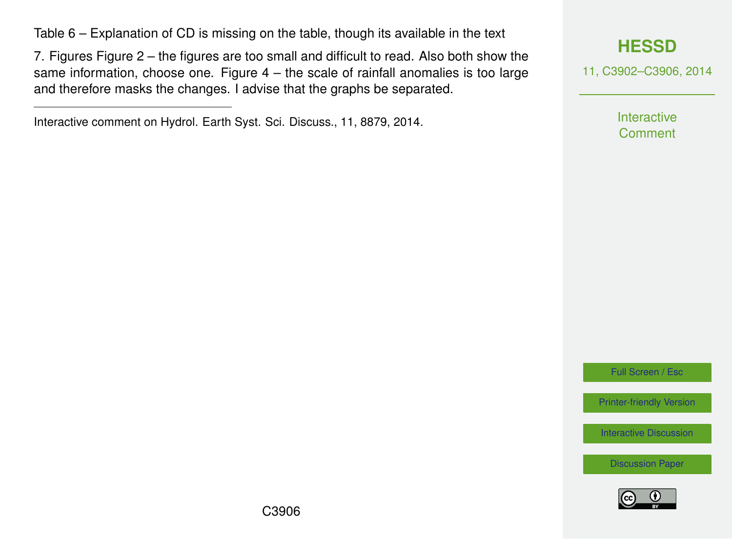Table 6 – Explanation of CD is missing on the table, though its available in the text

7. Figures Figure 2 – the figures are too small and difficult to read. Also both show the same information, choose one. Figure 4 – the scale of rainfall anomalies is too large and therefore masks the changes. I advise that the graphs be separated.

---

Interactive comment on Hydrol. Earth Syst. Sci. Discuss., 11, 8879, 2014.